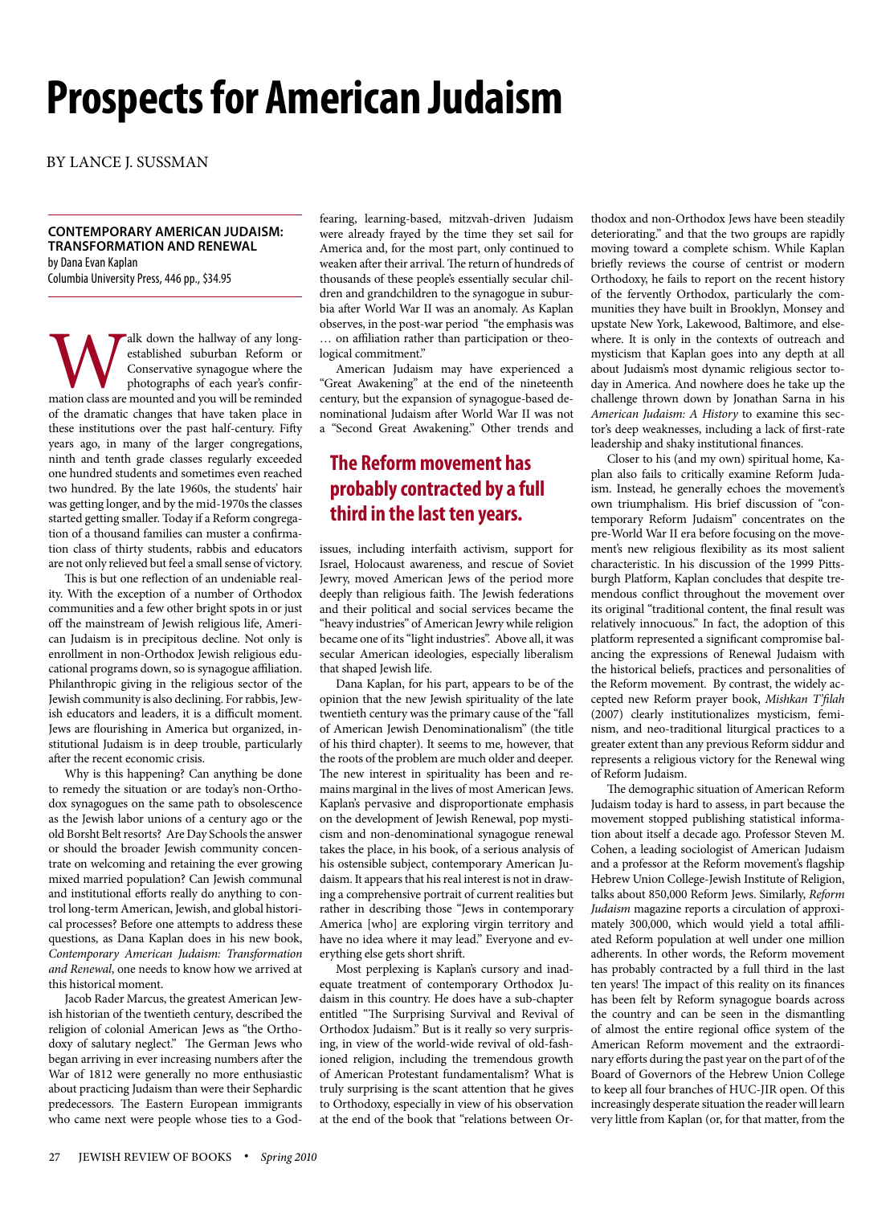# Prospects for American Judaism

BY LANCE J. SUSSMAN

**CONTEMPORARY AMERICAN JUDAISM: TRANSFORMATION AND RENEWAL**
by Dana Evan Kaplan
Columbia University Press, 446 pp., $34.95

Walk down the hallway of any long-established suburban Reform or Conservative synagogue where the photographs of each year's confirmation class are mounted and you will be reminded of the dramatic changes that have taken place in these institutions over the past half-century. Fifty years ago, in many of the larger congregations, ninth and tenth grade classes regularly exceeded one hundred students and sometimes even reached two hundred. By the late 1960s, the students' hair was getting longer, and by the mid-1970s the classes started getting smaller. Today if a Reform congregation of a thousand families can muster a confirmation class of thirty students, rabbis and educators are not only relieved but feel a small sense of victory.

This is but one reflection of an undeniable reality. With the exception of a number of Orthodox communities and a few other bright spots in or just off the mainstream of Jewish religious life, American Judaism is in precipitous decline. Not only is enrollment in non-Orthodox Jewish religious educational programs down, so is synagogue affiliation. Philanthropic giving in the religious sector of the Jewish community is also declining. For rabbis, Jewish educators and leaders, it is a difficult moment. Jews are flourishing in America but organized, institutional Judaism is in deep trouble, particularly after the recent economic crisis.

Why is this happening? Can anything be done to remedy the situation or are today's non-Orthodox synagogues on the same path to obsolescence as the Jewish labor unions of a century ago or the old Borsht Belt resorts? Are Day Schools the answer or should the broader Jewish community concentrate on welcoming and retaining the ever growing mixed married population? Can Jewish communal and institutional efforts really do anything to control long-term American, Jewish, and global historical processes? Before one attempts to address these questions, as Dana Kaplan does in his new book, *Contemporary American Judaism: Transformation and Renewal*, one needs to know how we arrived at this historical moment.

Jacob Rader Marcus, the greatest American Jewish historian of the twentieth century, described the religion of colonial American Jews as "the Orthodoxy of salutary neglect." The German Jews who began arriving in ever increasing numbers after the War of 1812 were generally no more enthusiastic about practicing Judaism than were their Sephardic predecessors. The Eastern European immigrants who came next were people whose ties to a God-fearing, learning-based, mitzvah-driven Judaism were already frayed by the time they set sail for America and, for the most part, only continued to weaken after their arrival. The return of hundreds of thousands of these people's essentially secular children and grandchildren to the synagogue in suburbia after World War II was an anomaly. As Kaplan observes, in the post-war period "the emphasis was … on affiliation rather than participation or theological commitment."

American Judaism may have experienced a "Great Awakening" at the end of the nineteenth century, but the expansion of synagogue-based denominational Judaism after World War II was not a "Second Great Awakening." Other trends and issues, including interfaith activism, support for Israel, Holocaust awareness, and rescue of Soviet Jewry, moved American Jews of the period more deeply than religious faith. The Jewish federations and their political and social services became the "heavy industries" of American Jewry while religion became one of its "light industries". Above all, it was secular American ideologies, especially liberalism that shaped Jewish life.

Dana Kaplan, for his part, appears to be of the opinion that the new Jewish spirituality of the late twentieth century was the primary cause of the "fall of American Jewish Denominationalism" (the title of his third chapter). It seems to me, however, that the roots of the problem are much older and deeper. The new interest in spirituality has been and remains marginal in the lives of most American Jews. Kaplan's pervasive and disproportionate emphasis on the development of Jewish Renewal, pop mysticism and non-denominational synagogue renewal takes the place, in his book, of a serious analysis of his ostensible subject, contemporary American Judaism. It appears that his real interest is not in drawing a comprehensive portrait of current realities but rather in describing those "Jews in contemporary America [who] are exploring virgin territory and have no idea where it may lead." Everyone and everything else gets short shrift.

Most perplexing is Kaplan's cursory and inadequate treatment of contemporary Orthodox Judaism in this country. He does have a sub-chapter entitled "The Surprising Survival and Revival of Orthodox Judaism." But is it really so very surprising, in view of the world-wide revival of old-fashioned religion, including the tremendous growth of American Protestant fundamentalism? What is truly surprising is the scant attention that he gives to Orthodoxy, especially in view of his observation at the end of the book that "relations between Orthodox and non-Orthodox Jews have been steadily deteriorating." and that the two groups are rapidly moving toward a complete schism. While Kaplan briefly reviews the course of centrist or modern Orthodoxy, he fails to report on the recent history of the fervently Orthodox, particularly the communities they have built in Brooklyn, Monsey and upstate New York, Lakewood, Baltimore, and elsewhere. It is only in the contexts of outreach and mysticism that Kaplan goes into any depth at all about Judaism's most dynamic religious sector today in America. And nowhere does he take up the challenge thrown down by Jonathan Sarna in his *American Judaism: A History* to examine this sector's deep weaknesses, including a lack of first-rate leadership and shaky institutional finances.

> **The Reform movement has probably contracted by a full third in the last ten years.**

Closer to his (and my own) spiritual home, Kaplan also fails to critically examine Reform Judaism. Instead, he generally echoes the movement's own triumphalism. His brief discussion of "contemporary Reform Judaism" concentrates on the pre-World War II era before focusing on the movement's new religious flexibility as its most salient characteristic. In his discussion of the 1999 Pittsburgh Platform, Kaplan concludes that despite tremendous conflict throughout the movement over its original "traditional content, the final result was relatively innocuous." In fact, the adoption of this platform represented a significant compromise balancing the expressions of Renewal Judaism with the historical beliefs, practices and personalities of the Reform movement. By contrast, the widely accepted new Reform prayer book, *Mishkan T'filah* (2007) clearly institutionalizes mysticism, feminism, and neo-traditional liturgical practices to a greater extent than any previous Reform siddur and represents a religious victory for the Renewal wing of Reform Judaism.

The demographic situation of American Reform Judaism today is hard to assess, in part because the movement stopped publishing statistical information about itself a decade ago. Professor Steven M. Cohen, a leading sociologist of American Judaism and a professor at the Reform movement's flagship Hebrew Union College-Jewish Institute of Religion, talks about 850,000 Reform Jews. Similarly, *Reform Judaism* magazine reports a circulation of approximately 300,000, which would yield a total affiliated Reform population at well under one million adherents. In other words, the Reform movement has probably contracted by a full third in the last ten years! The impact of this reality on its finances has been felt by Reform synagogue boards across the country and can be seen in the dismantling of almost the entire regional office system of the American Reform movement and the extraordinary efforts during the past year on the part of of the Board of Governors of the Hebrew Union College to keep all four branches of HUC-JIR open. Of this increasingly desperate situation the reader will learn very little from Kaplan (or, for that matter, from the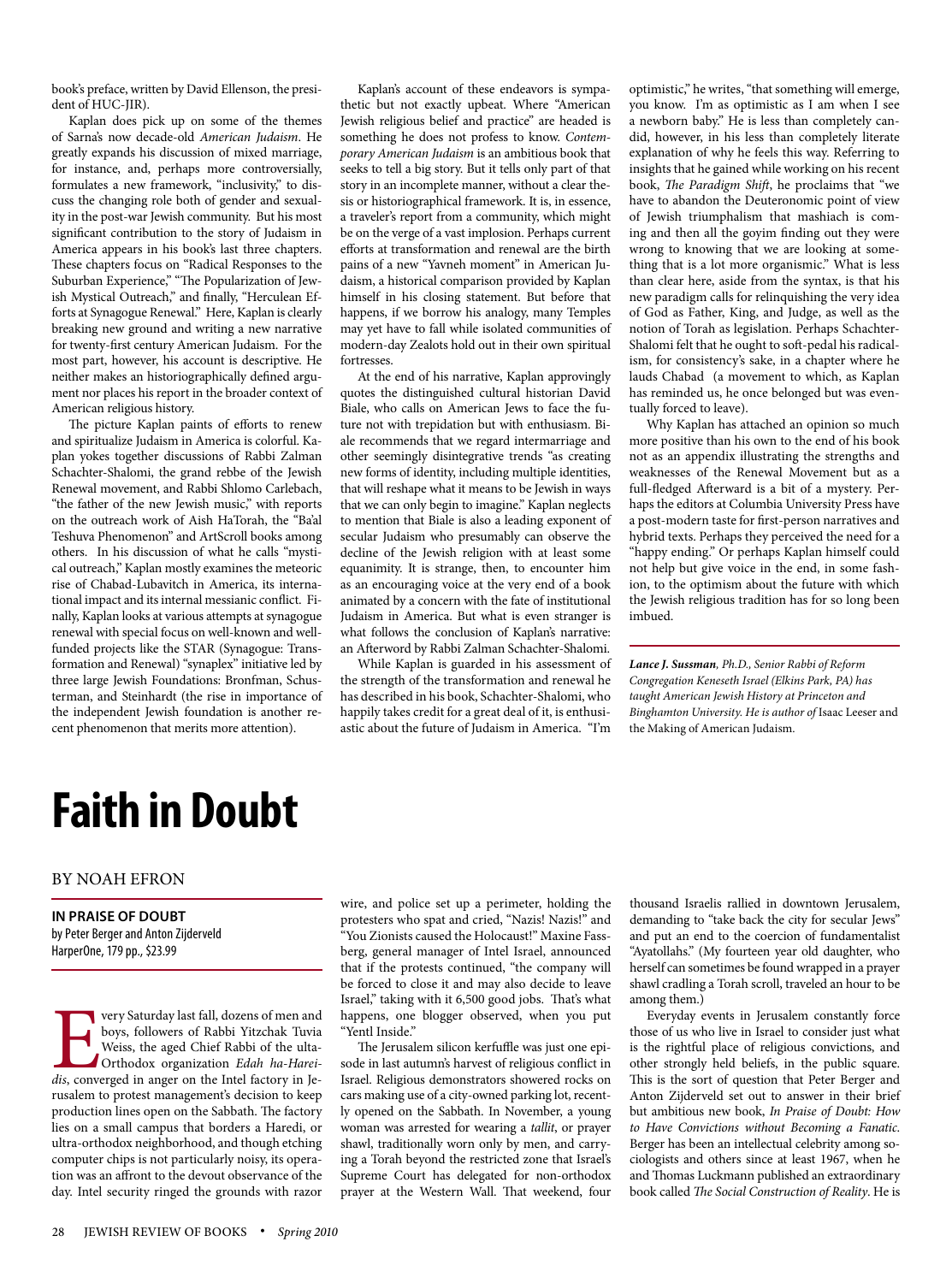book's preface, written by David Ellenson, the president of HUC-JIR).

Kaplan does pick up on some of the themes of Sarna's now decade-old *American Judaism*. He greatly expands his discussion of mixed marriage, for instance, and, perhaps more controversially, formulates a new framework, "inclusivity," to discuss the changing role both of gender and sexuality in the post-war Jewish community. But his most significant contribution to the story of Judaism in America appears in his book's last three chapters. These chapters focus on "Radical Responses to the Suburban Experience," "The Popularization of Jewish Mystical Outreach," and finally, "Herculean Efforts at Synagogue Renewal." Here, Kaplan is clearly breaking new ground and writing a new narrative for twenty-first century American Judaism. For the most part, however, his account is descriptive. He neither makes an historiographically defined argument nor places his report in the broader context of American religious history.

The picture Kaplan paints of efforts to renew and spiritualize Judaism in America is colorful. Kaplan yokes together discussions of Rabbi Zalman Schachter-Shalomi, the grand rebbe of the Jewish Renewal movement, and Rabbi Shlomo Carlebach, "the father of the new Jewish music," with reports on the outreach work of Aish HaTorah, the "Ba'al Teshuva Phenomenon" and ArtScroll books among others. In his discussion of what he calls "mystical outreach," Kaplan mostly examines the meteoric rise of Chabad-Lubavitch in America, its international impact and its internal messianic conflict. Finally, Kaplan looks at various attempts at synagogue renewal with special focus on well-known and well-funded projects like the STAR (Synagogue: Transformation and Renewal) "synaplex" initiative led by three large Jewish Foundations: Bronfman, Schusterman, and Steinhardt (the rise in importance of the independent Jewish foundation is another recent phenomenon that merits more attention).

Kaplan's account of these endeavors is sympathetic but not exactly upbeat. Where "American Jewish religious belief and practice" are headed is something he does not profess to know. *Contemporary American Judaism* is an ambitious book that seeks to tell a big story. But it tells only part of that story in an incomplete manner, without a clear thesis or historiographical framework. It is, in essence, a traveler's report from a community, which might be on the verge of a vast implosion. Perhaps current efforts at transformation and renewal are the birth pains of a new "Yavneh moment" in American Judaism, a historical comparison provided by Kaplan himself in his closing statement. But before that happens, if we borrow his analogy, many Temples may yet have to fall while isolated communities of modern-day Zealots hold out in their own spiritual fortresses.

At the end of his narrative, Kaplan approvingly quotes the distinguished cultural historian David Biale, who calls on American Jews to face the future not with trepidation but with enthusiasm. Biale recommends that we regard intermarriage and other seemingly disintegrative trends "as creating new forms of identity, including multiple identities, that will reshape what it means to be Jewish in ways that we can only begin to imagine." Kaplan neglects to mention that Biale is also a leading exponent of secular Judaism who presumably can observe the decline of the Jewish religion with at least some equanimity. It is strange, then, to encounter him as an encouraging voice at the very end of a book animated by a concern with the fate of institutional Judaism in America. But what is even stranger is what follows the conclusion of Kaplan's narrative: an Afterword by Rabbi Zalman Schachter-Shalomi.

While Kaplan is guarded in his assessment of the strength of the transformation and renewal he has described in his book, Schachter-Shalomi, who happily takes credit for a great deal of it, is enthusiastic about the future of Judaism in America. "I'm optimistic," he writes, "that something will emerge, you know. I'm as optimistic as I am when I see a newborn baby." He is less than completely candid, however, in his less than completely literate explanation of why he feels this way. Referring to insights that he gained while working on his recent book, *The Paradigm Shift*, he proclaims that "we have to abandon the Deuteronomic point of view of Jewish triumphalism that mashiach is coming and then all the goyim finding out they were wrong to knowing that we are looking at something that is a lot more organismic." What is less than clear here, aside from the syntax, is that his new paradigm calls for relinquishing the very idea of God as Father, King, and Judge, as well as the notion of Torah as legislation. Perhaps Schachter-Shalomi felt that he ought to soft-pedal his radicalism, for consistency's sake, in a chapter where he lauds Chabad (a movement to which, as Kaplan has reminded us, he once belonged but was eventually forced to leave).

Why Kaplan has attached an opinion so much more positive than his own to the end of his book not as an appendix illustrating the strengths and weaknesses of the Renewal Movement but as a full-fledged Afterword is a bit of a mystery. Perhaps the editors at Columbia University Press have a post-modern taste for first-person narratives and hybrid texts. Perhaps they perceived the need for a "happy ending." Or perhaps Kaplan himself could not help but give voice in the end, in some fashion, to the optimism about the future with which the Jewish religious tradition has for so long been imbued.

***Lance J. Sussman**, Ph.D., Senior Rabbi of Reform Congregation Keneseth Israel (Elkins Park, PA) has taught American Jewish History at Princeton and Binghamton University. He is author of* Isaac Leeser and the Making of American Judaism.

# Faith in Doubt

BY NOAH EFRON

**IN PRAISE OF DOUBT**
by Peter Berger and Anton Zijderveld
HarperOne, 179 pp., $23.99

Every Saturday last fall, dozens of men and boys, followers of Rabbi Yitzchak Tuvia Weiss, the aged Chief Rabbi of the ulta-Orthodox organization *Edah ha-Hareidis*, converged in anger on the Intel factory in Jerusalem to protest management's decision to keep production lines open on the Sabbath. The factory lies on a small campus that borders a Haredi, or ultra-orthodox neighborhood, and though etching computer chips is not particularly noisy, its operation was an affront to the devout observance of the day. Intel security ringed the grounds with razor wire, and police set up a perimeter, holding the protesters who spat and cried, "Nazis! Nazis!" and "You Zionists caused the Holocaust!" Maxine Fassberg, general manager of Intel Israel, announced that if the protests continued, "the company will be forced to close it and may also decide to leave Israel," taking with it 6,500 good jobs. That's what happens, one blogger observed, when you put "Yentl Inside."

The Jerusalem silicon kerfuffle was just one episode in last autumn's harvest of religious conflict in Israel. Religious demonstrators showered rocks on cars making use of a city-owned parking lot, recently opened on the Sabbath. In November, a young woman was arrested for wearing a *tallit*, or prayer shawl, traditionally worn only by men, and carrying a Torah beyond the restricted zone that Israel's Supreme Court has delegated for non-orthodox prayer at the Western Wall. That weekend, four thousand Israelis rallied in downtown Jerusalem, demanding to "take back the city for secular Jews" and put an end to the coercion of fundamentalist "Ayatollahs." (My fourteen year old daughter, who herself can sometimes be found wrapped in a prayer shawl cradling a Torah scroll, traveled an hour to be among them.)

Everyday events in Jerusalem constantly force those of us who live in Israel to consider just what is the rightful place of religious convictions, and other strongly held beliefs, in the public square. This is the sort of question that Peter Berger and Anton Zijderveld set out to answer in their brief but ambitious new book, *In Praise of Doubt: How to Have Convictions without Becoming a Fanatic.* Berger has been an intellectual celebrity among sociologists and others since at least 1967, when he and Thomas Luckmann published an extraordinary book called *The Social Construction of Reality*. He is